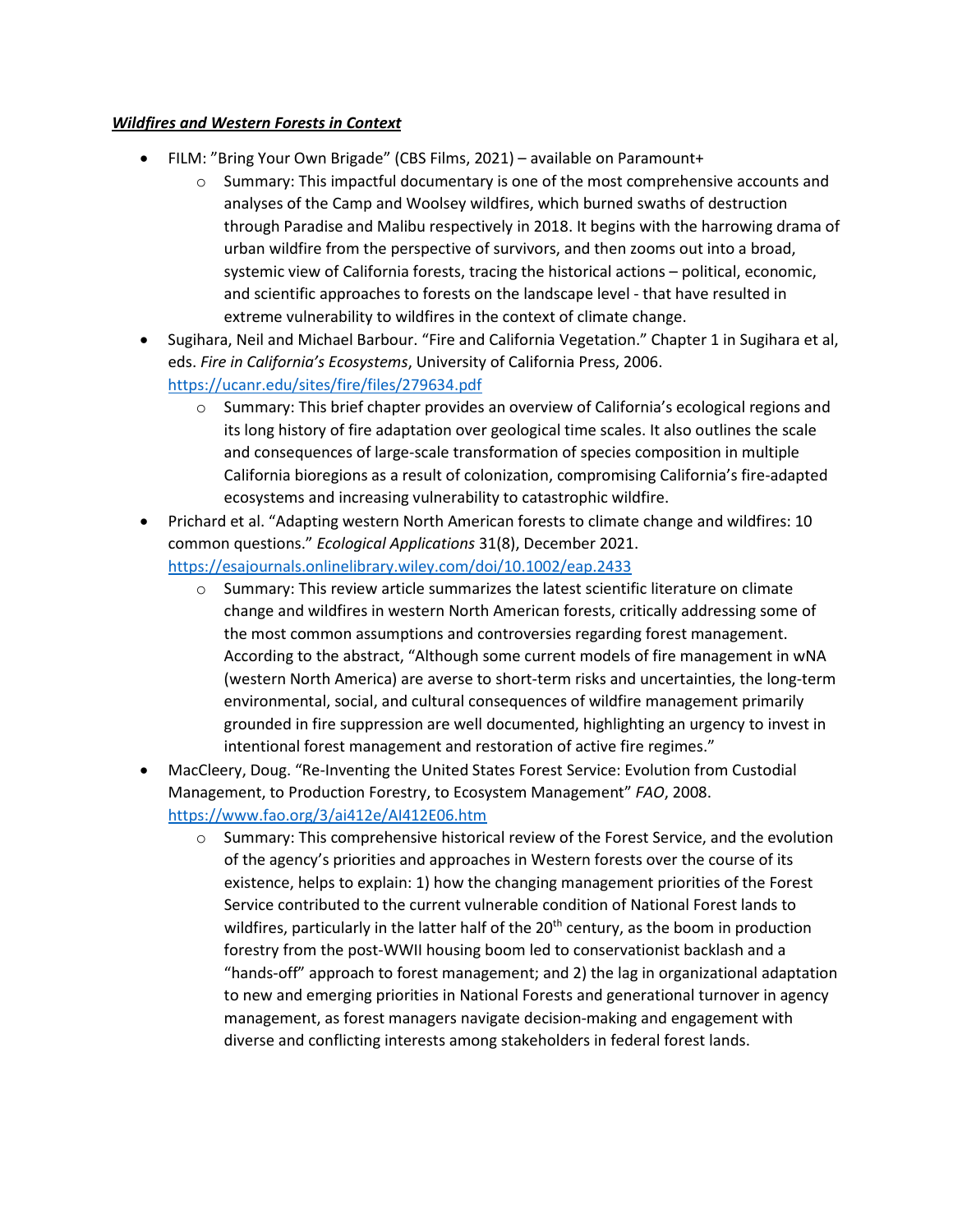***Wildfires and Western Forests in Context***

- FILM: "Bring Your Own Brigade" (CBS Films, 2021) – available on Paramount+
  - Summary: This impactful documentary is one of the most comprehensive accounts and analyses of the Camp and Woolsey wildfires, which burned swaths of destruction through Paradise and Malibu respectively in 2018. It begins with the harrowing drama of urban wildfire from the perspective of survivors, and then zooms out into a broad, systemic view of California forests, tracing the historical actions – political, economic, and scientific approaches to forests on the landscape level - that have resulted in extreme vulnerability to wildfires in the context of climate change.
- Sugihara, Neil and Michael Barbour. "Fire and California Vegetation." Chapter 1 in Sugihara et al, eds. *Fire in California's Ecosystems*, University of California Press, 2006. https://ucanr.edu/sites/fire/files/279634.pdf
  - Summary: This brief chapter provides an overview of California's ecological regions and its long history of fire adaptation over geological time scales. It also outlines the scale and consequences of large-scale transformation of species composition in multiple California bioregions as a result of colonization, compromising California's fire-adapted ecosystems and increasing vulnerability to catastrophic wildfire.
- Prichard et al. "Adapting western North American forests to climate change and wildfires: 10 common questions." *Ecological Applications* 31(8), December 2021. https://esajournals.onlinelibrary.wiley.com/doi/10.1002/eap.2433
  - Summary: This review article summarizes the latest scientific literature on climate change and wildfires in western North American forests, critically addressing some of the most common assumptions and controversies regarding forest management. According to the abstract, "Although some current models of fire management in wNA (western North America) are averse to short-term risks and uncertainties, the long-term environmental, social, and cultural consequences of wildfire management primarily grounded in fire suppression are well documented, highlighting an urgency to invest in intentional forest management and restoration of active fire regimes."
- MacCleery, Doug. "Re-Inventing the United States Forest Service: Evolution from Custodial Management, to Production Forestry, to Ecosystem Management" *FAO*, 2008. https://www.fao.org/3/ai412e/AI412E06.htm
  - Summary: This comprehensive historical review of the Forest Service, and the evolution of the agency's priorities and approaches in Western forests over the course of its existence, helps to explain: 1) how the changing management priorities of the Forest Service contributed to the current vulnerable condition of National Forest lands to wildfires, particularly in the latter half of the 20th century, as the boom in production forestry from the post-WWII housing boom led to conservationist backlash and a "hands-off" approach to forest management; and 2) the lag in organizational adaptation to new and emerging priorities in National Forests and generational turnover in agency management, as forest managers navigate decision-making and engagement with diverse and conflicting interests among stakeholders in federal forest lands.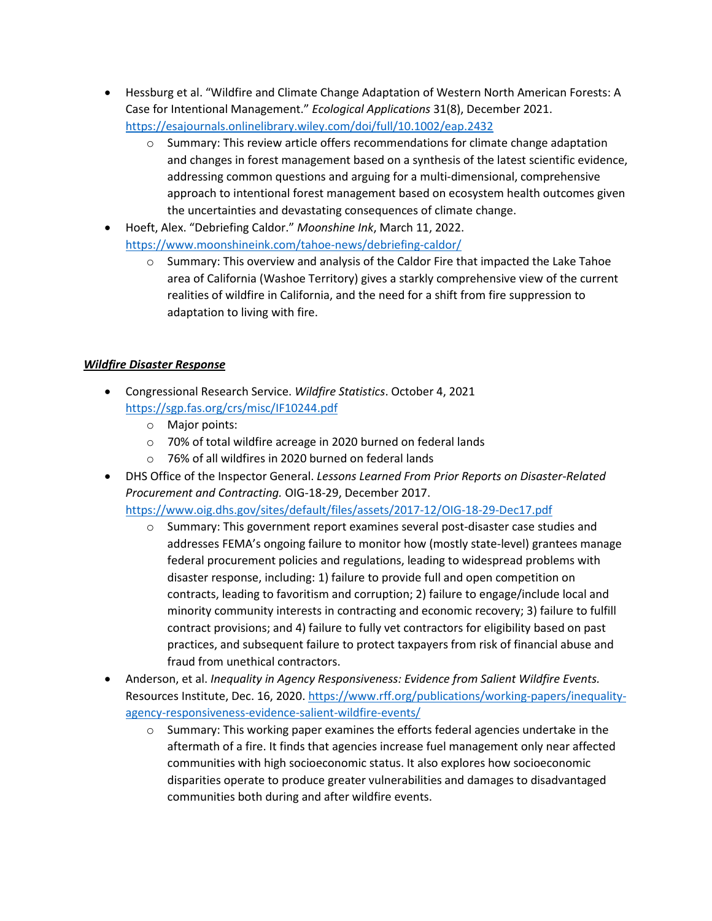- Hessburg et al. "Wildfire and Climate Change Adaptation of Western North American Forests: A Case for Intentional Management." *Ecological Applications* 31(8), December 2021. https://esajournals.onlinelibrary.wiley.com/doi/full/10.1002/eap.2432
  - Summary: This review article offers recommendations for climate change adaptation and changes in forest management based on a synthesis of the latest scientific evidence, addressing common questions and arguing for a multi-dimensional, comprehensive approach to intentional forest management based on ecosystem health outcomes given the uncertainties and devastating consequences of climate change.
- Hoeft, Alex. "Debriefing Caldor." *Moonshine Ink*, March 11, 2022. https://www.moonshineink.com/tahoe-news/debriefing-caldor/
  - Summary: This overview and analysis of the Caldor Fire that impacted the Lake Tahoe area of California (Washoe Territory) gives a starkly comprehensive view of the current realities of wildfire in California, and the need for a shift from fire suppression to adaptation to living with fire.

***<u>Wildfire Disaster Response</u>***

- Congressional Research Service. *Wildfire Statistics*. October 4, 2021 https://sgp.fas.org/crs/misc/IF10244.pdf
  - Major points:
  - 70% of total wildfire acreage in 2020 burned on federal lands
  - 76% of all wildfires in 2020 burned on federal lands
- DHS Office of the Inspector General. *Lessons Learned From Prior Reports on Disaster-Related Procurement and Contracting.* OIG-18-29, December 2017. https://www.oig.dhs.gov/sites/default/files/assets/2017-12/OIG-18-29-Dec17.pdf
  - Summary: This government report examines several post-disaster case studies and addresses FEMA's ongoing failure to monitor how (mostly state-level) grantees manage federal procurement policies and regulations, leading to widespread problems with disaster response, including: 1) failure to provide full and open competition on contracts, leading to favoritism and corruption; 2) failure to engage/include local and minority community interests in contracting and economic recovery; 3) failure to fulfill contract provisions; and 4) failure to fully vet contractors for eligibility based on past practices, and subsequent failure to protect taxpayers from risk of financial abuse and fraud from unethical contractors.
- Anderson, et al. *Inequality in Agency Responsiveness: Evidence from Salient Wildfire Events.* Resources Institute, Dec. 16, 2020. https://www.rff.org/publications/working-papers/inequality-agency-responsiveness-evidence-salient-wildfire-events/
  - Summary: This working paper examines the efforts federal agencies undertake in the aftermath of a fire. It finds that agencies increase fuel management only near affected communities with high socioeconomic status. It also explores how socioeconomic disparities operate to produce greater vulnerabilities and damages to disadvantaged communities both during and after wildfire events.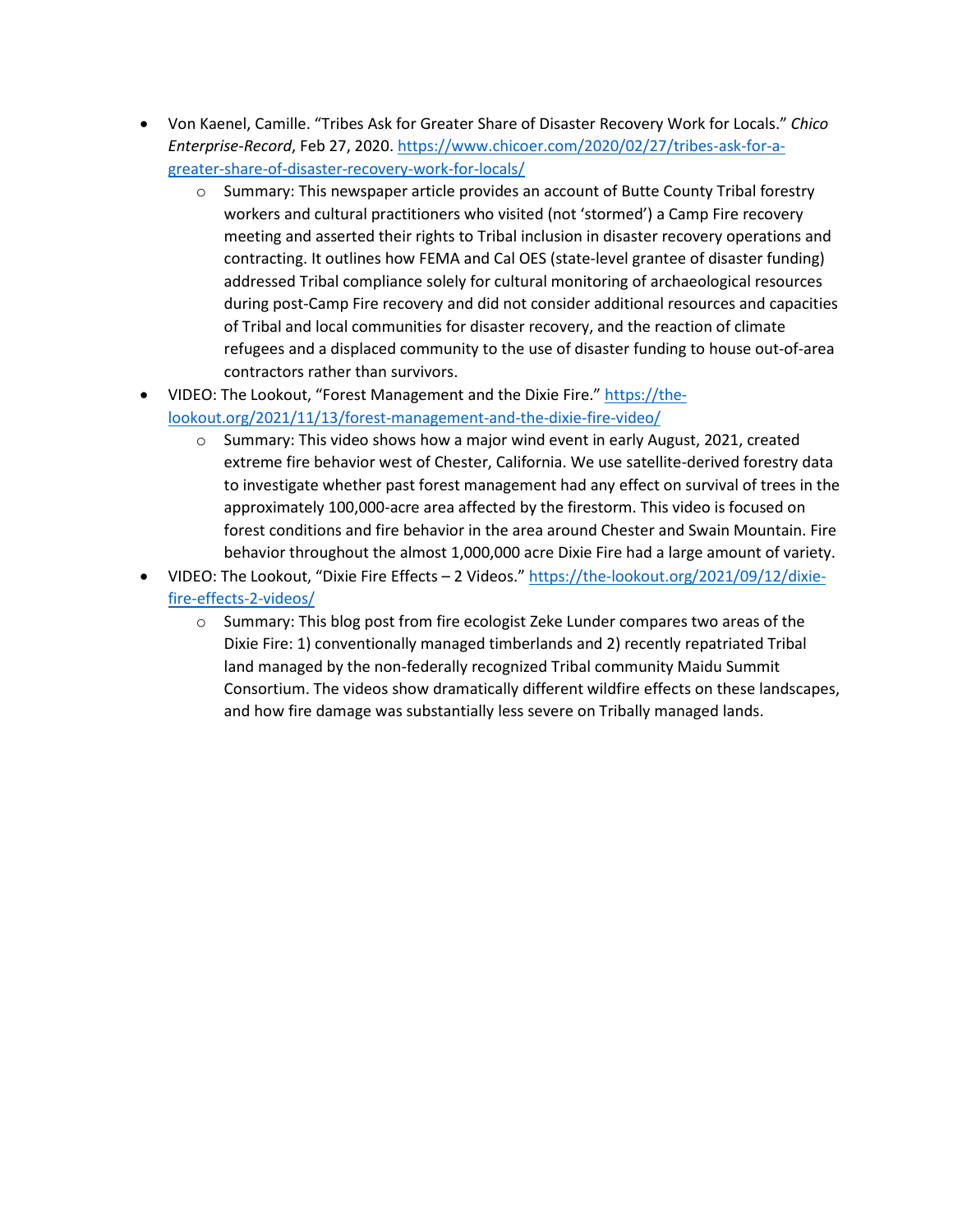- Von Kaenel, Camille. "Tribes Ask for Greater Share of Disaster Recovery Work for Locals." *Chico Enterprise-Record*, Feb 27, 2020. [https://www.chicoer.com/2020/02/27/tribes-ask-for-a-greater-share-of-disaster-recovery-work-for-locals/](https://www.chicoer.com/2020/02/27/tribes-ask-for-a-greater-share-of-disaster-recovery-work-for-locals/)
  - Summary: This newspaper article provides an account of Butte County Tribal forestry workers and cultural practitioners who visited (not 'stormed') a Camp Fire recovery meeting and asserted their rights to Tribal inclusion in disaster recovery operations and contracting. It outlines how FEMA and Cal OES (state-level grantee of disaster funding) addressed Tribal compliance solely for cultural monitoring of archaeological resources during post-Camp Fire recovery and did not consider additional resources and capacities of Tribal and local communities for disaster recovery, and the reaction of climate refugees and a displaced community to the use of disaster funding to house out-of-area contractors rather than survivors.
- VIDEO: The Lookout, "Forest Management and the Dixie Fire." [https://the-lookout.org/2021/11/13/forest-management-and-the-dixie-fire-video/](https://the-lookout.org/2021/11/13/forest-management-and-the-dixie-fire-video/)
  - Summary: This video shows how a major wind event in early August, 2021, created extreme fire behavior west of Chester, California. We use satellite-derived forestry data to investigate whether past forest management had any effect on survival of trees in the approximately 100,000-acre area affected by the firestorm. This video is focused on forest conditions and fire behavior in the area around Chester and Swain Mountain. Fire behavior throughout the almost 1,000,000 acre Dixie Fire had a large amount of variety.
- VIDEO: The Lookout, "Dixie Fire Effects – 2 Videos." [https://the-lookout.org/2021/09/12/dixie-fire-effects-2-videos/](https://the-lookout.org/2021/09/12/dixie-fire-effects-2-videos/)
  - Summary: This blog post from fire ecologist Zeke Lunder compares two areas of the Dixie Fire: 1) conventionally managed timberlands and 2) recently repatriated Tribal land managed by the non-federally recognized Tribal community Maidu Summit Consortium. The videos show dramatically different wildfire effects on these landscapes, and how fire damage was substantially less severe on Tribally managed lands.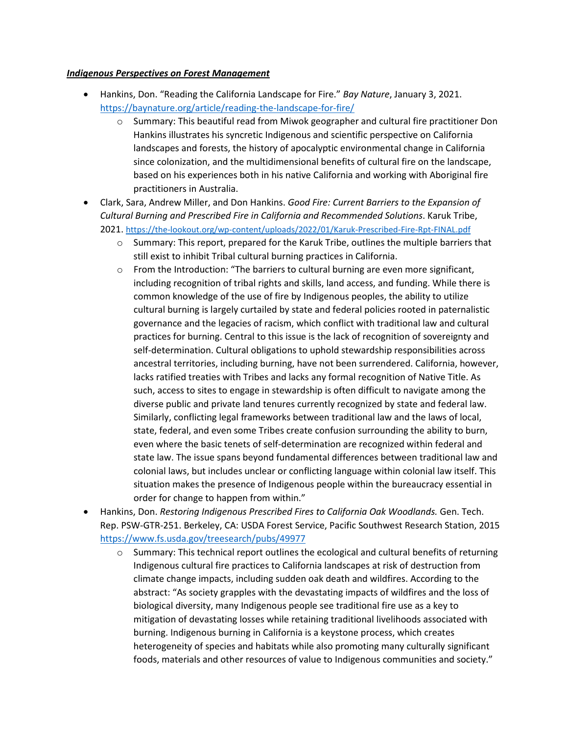***Indigenous Perspectives on Forest Management***

- Hankins, Don. "Reading the California Landscape for Fire." *Bay Nature*, January 3, 2021. https://baynature.org/article/reading-the-landscape-for-fire/
  - Summary: This beautiful read from Miwok geographer and cultural fire practitioner Don Hankins illustrates his syncretic Indigenous and scientific perspective on California landscapes and forests, the history of apocalyptic environmental change in California since colonization, and the multidimensional benefits of cultural fire on the landscape, based on his experiences both in his native California and working with Aboriginal fire practitioners in Australia.
- Clark, Sara, Andrew Miller, and Don Hankins. *Good Fire: Current Barriers to the Expansion of Cultural Burning and Prescribed Fire in California and Recommended Solutions*. Karuk Tribe, 2021. https://the-lookout.org/wp-content/uploads/2022/01/Karuk-Prescribed-Fire-Rpt-FINAL.pdf
  - Summary: This report, prepared for the Karuk Tribe, outlines the multiple barriers that still exist to inhibit Tribal cultural burning practices in California.
  - From the Introduction: "The barriers to cultural burning are even more significant, including recognition of tribal rights and skills, land access, and funding. While there is common knowledge of the use of fire by Indigenous peoples, the ability to utilize cultural burning is largely curtailed by state and federal policies rooted in paternalistic governance and the legacies of racism, which conflict with traditional law and cultural practices for burning. Central to this issue is the lack of recognition of sovereignty and self-determination. Cultural obligations to uphold stewardship responsibilities across ancestral territories, including burning, have not been surrendered. California, however, lacks ratified treaties with Tribes and lacks any formal recognition of Native Title. As such, access to sites to engage in stewardship is often difficult to navigate among the diverse public and private land tenures currently recognized by state and federal law. Similarly, conflicting legal frameworks between traditional law and the laws of local, state, federal, and even some Tribes create confusion surrounding the ability to burn, even where the basic tenets of self-determination are recognized within federal and state law. The issue spans beyond fundamental differences between traditional law and colonial laws, but includes unclear or conflicting language within colonial law itself. This situation makes the presence of Indigenous people within the bureaucracy essential in order for change to happen from within."
- Hankins, Don. *Restoring Indigenous Prescribed Fires to California Oak Woodlands.* Gen. Tech. Rep. PSW-GTR-251. Berkeley, CA: USDA Forest Service, Pacific Southwest Research Station, 2015 https://www.fs.usda.gov/treesearch/pubs/49977
  - Summary: This technical report outlines the ecological and cultural benefits of returning Indigenous cultural fire practices to California landscapes at risk of destruction from climate change impacts, including sudden oak death and wildfires. According to the abstract: "As society grapples with the devastating impacts of wildfires and the loss of biological diversity, many Indigenous people see traditional fire use as a key to mitigation of devastating losses while retaining traditional livelihoods associated with burning. Indigenous burning in California is a keystone process, which creates heterogeneity of species and habitats while also promoting many culturally significant foods, materials and other resources of value to Indigenous communities and society."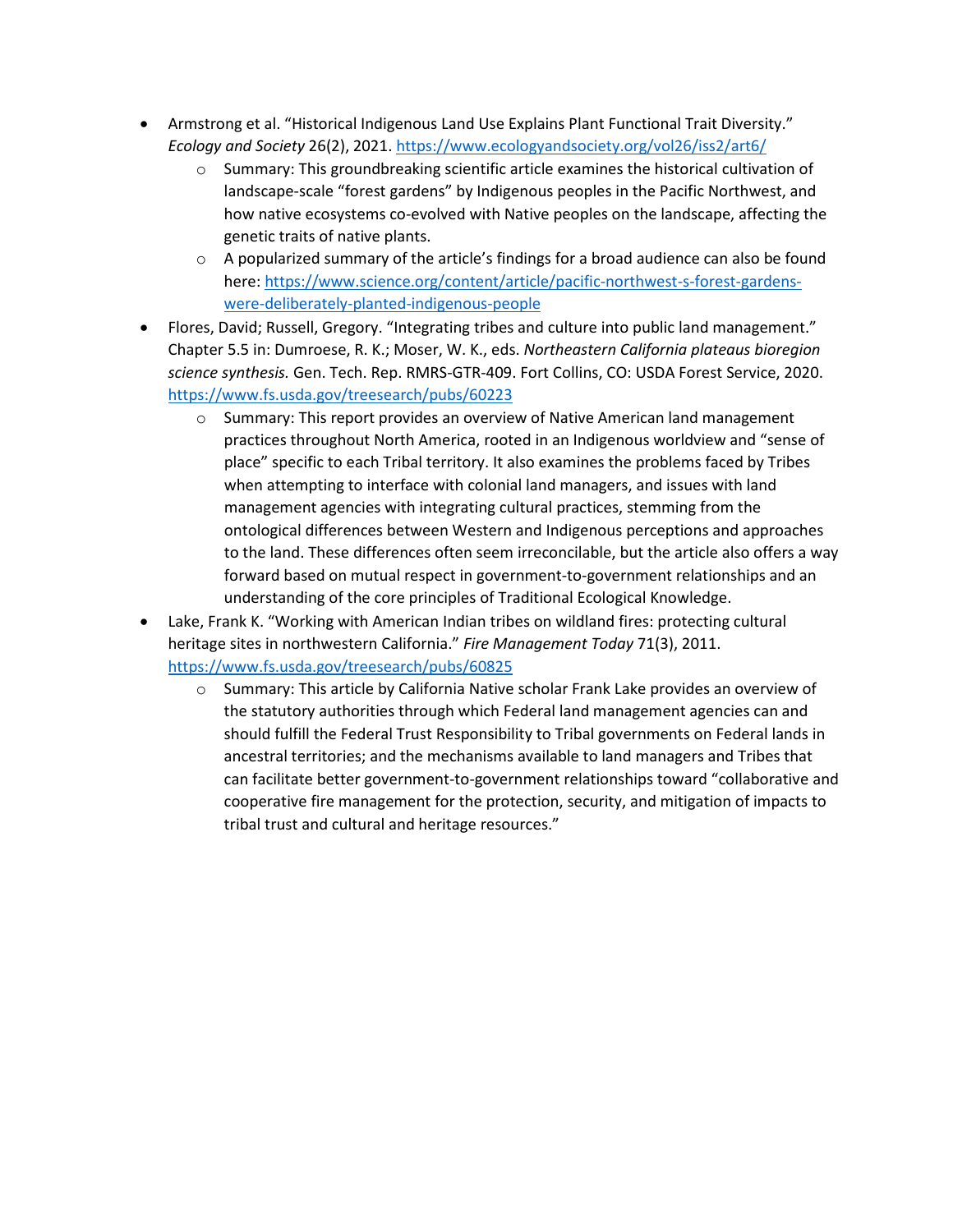- Armstrong et al. "Historical Indigenous Land Use Explains Plant Functional Trait Diversity." *Ecology and Society* 26(2), 2021. https://www.ecologyandsociety.org/vol26/iss2/art6/
  - Summary: This groundbreaking scientific article examines the historical cultivation of landscape-scale "forest gardens" by Indigenous peoples in the Pacific Northwest, and how native ecosystems co-evolved with Native peoples on the landscape, affecting the genetic traits of native plants.
  - A popularized summary of the article's findings for a broad audience can also be found here: https://www.science.org/content/article/pacific-northwest-s-forest-gardens-were-deliberately-planted-indigenous-people
- Flores, David; Russell, Gregory. "Integrating tribes and culture into public land management." Chapter 5.5 in: Dumroese, R. K.; Moser, W. K., eds. *Northeastern California plateaus bioregion science synthesis.* Gen. Tech. Rep. RMRS-GTR-409. Fort Collins, CO: USDA Forest Service, 2020. https://www.fs.usda.gov/treesearch/pubs/60223
  - Summary: This report provides an overview of Native American land management practices throughout North America, rooted in an Indigenous worldview and "sense of place" specific to each Tribal territory. It also examines the problems faced by Tribes when attempting to interface with colonial land managers, and issues with land management agencies with integrating cultural practices, stemming from the ontological differences between Western and Indigenous perceptions and approaches to the land. These differences often seem irreconcilable, but the article also offers a way forward based on mutual respect in government-to-government relationships and an understanding of the core principles of Traditional Ecological Knowledge.
- Lake, Frank K. "Working with American Indian tribes on wildland fires: protecting cultural heritage sites in northwestern California." *Fire Management Today* 71(3), 2011. https://www.fs.usda.gov/treesearch/pubs/60825
  - Summary: This article by California Native scholar Frank Lake provides an overview of the statutory authorities through which Federal land management agencies can and should fulfill the Federal Trust Responsibility to Tribal governments on Federal lands in ancestral territories; and the mechanisms available to land managers and Tribes that can facilitate better government-to-government relationships toward "collaborative and cooperative fire management for the protection, security, and mitigation of impacts to tribal trust and cultural and heritage resources."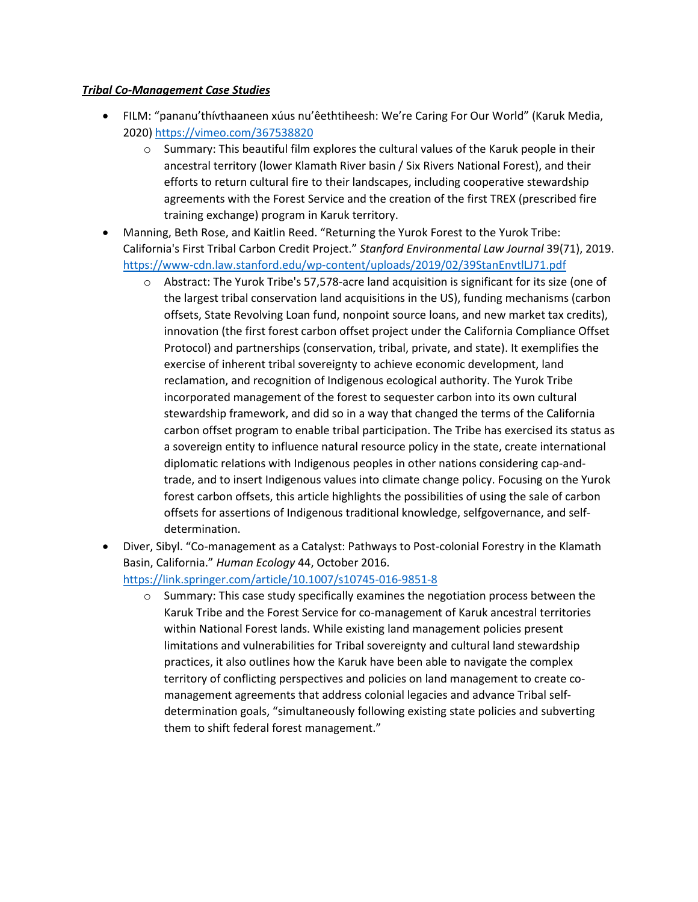***Tribal Co-Management Case Studies***

- FILM: "pananu'thívthaaneen xúus nu'êethtiheesh: We're Caring For Our World" (Karuk Media, 2020) https://vimeo.com/367538820
  - Summary: This beautiful film explores the cultural values of the Karuk people in their ancestral territory (lower Klamath River basin / Six Rivers National Forest), and their efforts to return cultural fire to their landscapes, including cooperative stewardship agreements with the Forest Service and the creation of the first TREX (prescribed fire training exchange) program in Karuk territory.
- Manning, Beth Rose, and Kaitlin Reed. "Returning the Yurok Forest to the Yurok Tribe: California's First Tribal Carbon Credit Project." *Stanford Environmental Law Journal* 39(71), 2019. https://www-cdn.law.stanford.edu/wp-content/uploads/2019/02/39StanEnvtlLJ71.pdf
  - Abstract: The Yurok Tribe's 57,578-acre land acquisition is significant for its size (one of the largest tribal conservation land acquisitions in the US), funding mechanisms (carbon offsets, State Revolving Loan fund, nonpoint source loans, and new market tax credits), innovation (the first forest carbon offset project under the California Compliance Offset Protocol) and partnerships (conservation, tribal, private, and state). It exemplifies the exercise of inherent tribal sovereignty to achieve economic development, land reclamation, and recognition of Indigenous ecological authority. The Yurok Tribe incorporated management of the forest to sequester carbon into its own cultural stewardship framework, and did so in a way that changed the terms of the California carbon offset program to enable tribal participation. The Tribe has exercised its status as a sovereign entity to influence natural resource policy in the state, create international diplomatic relations with Indigenous peoples in other nations considering cap-and-trade, and to insert Indigenous values into climate change policy. Focusing on the Yurok forest carbon offsets, this article highlights the possibilities of using the sale of carbon offsets for assertions of Indigenous traditional knowledge, selfgovernance, and self-determination.
- Diver, Sibyl. "Co-management as a Catalyst: Pathways to Post-colonial Forestry in the Klamath Basin, California." *Human Ecology* 44, October 2016. https://link.springer.com/article/10.1007/s10745-016-9851-8
  - Summary: This case study specifically examines the negotiation process between the Karuk Tribe and the Forest Service for co-management of Karuk ancestral territories within National Forest lands. While existing land management policies present limitations and vulnerabilities for Tribal sovereignty and cultural land stewardship practices, it also outlines how the Karuk have been able to navigate the complex territory of conflicting perspectives and policies on land management to create co-management agreements that address colonial legacies and advance Tribal self-determination goals, "simultaneously following existing state policies and subverting them to shift federal forest management."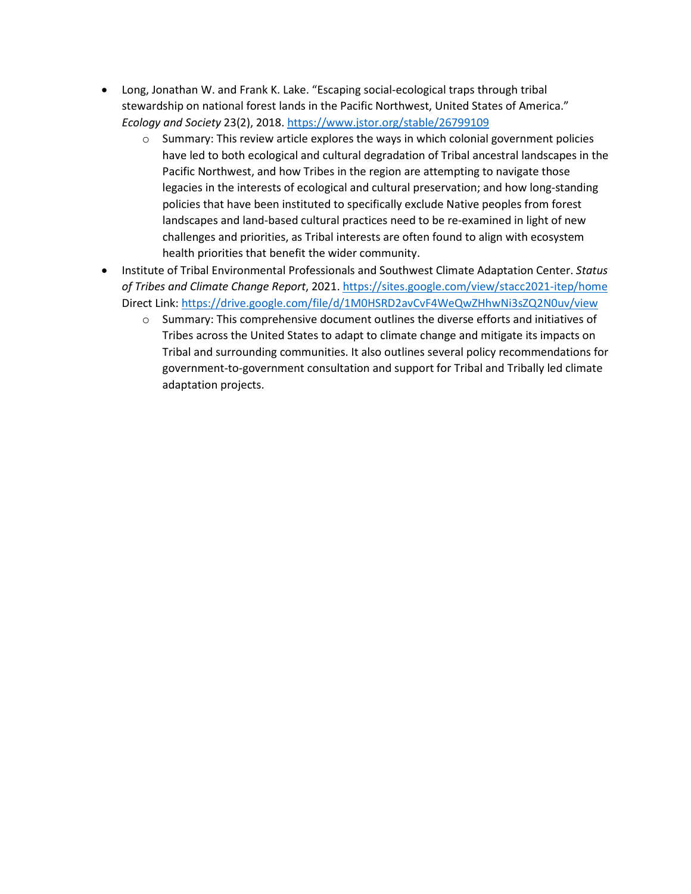- Long, Jonathan W. and Frank K. Lake. "Escaping social-ecological traps through tribal stewardship on national forest lands in the Pacific Northwest, United States of America." *Ecology and Society* 23(2), 2018. https://www.jstor.org/stable/26799109
  - Summary: This review article explores the ways in which colonial government policies have led to both ecological and cultural degradation of Tribal ancestral landscapes in the Pacific Northwest, and how Tribes in the region are attempting to navigate those legacies in the interests of ecological and cultural preservation; and how long-standing policies that have been instituted to specifically exclude Native peoples from forest landscapes and land-based cultural practices need to be re-examined in light of new challenges and priorities, as Tribal interests are often found to align with ecosystem health priorities that benefit the wider community.
- Institute of Tribal Environmental Professionals and Southwest Climate Adaptation Center. *Status of Tribes and Climate Change Report*, 2021. https://sites.google.com/view/stacc2021-itep/home Direct Link: https://drive.google.com/file/d/1M0HSRD2avCvF4WeQwZHhwNi3sZQ2N0uv/view
  - Summary: This comprehensive document outlines the diverse efforts and initiatives of Tribes across the United States to adapt to climate change and mitigate its impacts on Tribal and surrounding communities. It also outlines several policy recommendations for government-to-government consultation and support for Tribal and Tribally led climate adaptation projects.